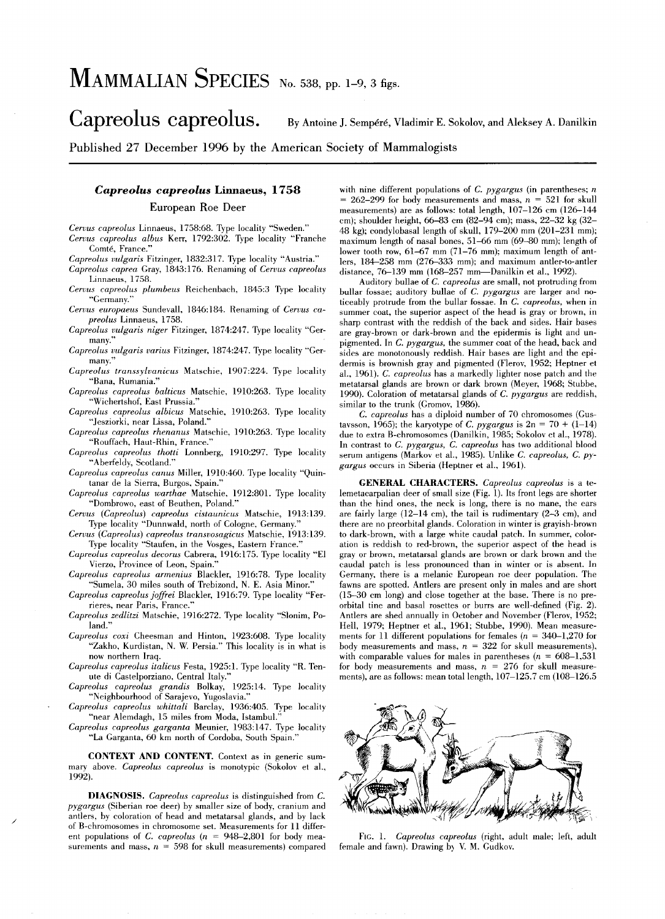# MAMMALIAN SPECIES No. 538, pp. 1–9, 3 figs.

# Capreolus capreolus.

By Antoine J. Sempéré, Vladimir E. Sokolov, and Aleksey A. Danilkin

Published 27 December 1996 by the American Society of Mammalogists

## *Capreolus capreolus* Linnaeus, 1758

### European Roe Deer

*Cervus capreolus* Linnaeus, 1758:68. Type locality "Sweden."

*Cervus capreolus albus* Kerr, 1792:302. Type locality "Franche Comté, France."

*Capreolus vulgaris* Fitzinger, 1832:317. Type locality "Austria."

*Capreolus caprea* Gray, 1843:176. Renaming of *Cervus capreolus* Linnaeus, 1758.

*Cervus capreolus plumbeus* Reichenbach, 1845:3 Type locality "Germany."

*Cervus europaeus* Sundevall, 1846:184. Renaming of *Cervus capreolus* Linnaeus, 1758.

*Capreolus vulgaris niger* Fitzinger, 1874:247. Type locality "Germany."

*Capreolus vulgaris varius* Fitzinger, 1874:247. Type locality "Germany."

*Capreolus transsylvanicus* Matschie, 1907:224. Type locality "Bana, Rumania."

*Capreolus capreolus balticus* Matschie, 1910:263. Type locality "Wichertshof, East Prussia."

*Capreolus capreolus albicus* Matschie, 1910:263. Type locality "Jesziorki, near Lissa, Poland."

*Capreolus capreolus rhenanus* Matschie, 1910:263. Type locality "Rouffach, Haut-Rhin, France."

*Capreolus capreolus thotti* Lonnberg, 1910:297. Type locality "Aberfeldy, Scotland."

*Capreolus capreolus canus* Miller, 1910:460. Type locality "Quintanar de la Sierra, Burgos, Spain."

*Capreolus capreolus warthae* Matschie, 1912:801. Type locality "Dombrowo, east of Beuthen, Poland."

*Cervus (Capreolus) capreolus cistaunicus* Matschie, 1913:139. Type locality "Dunnwald, north of Cologne, Germany."

*Cervus (Capreolus) capreolus transvosagicus* Matschie, 1913:139. Type locality "Staufen, in the Vosges, Eastern France."

*Capreolus capreolus decorus* Cabrera, 1916:175. Type locality "El Vierzo, Province of Leon, Spain."

*Capreolus capreolus armenius* Blackler, 1916:78. Type locality "Sumela, 30 miles south of Trebizond, N. E. Asia Minor."

*Capreolus capreolus joffrei* Blackler, 1916:79. Type locality "Ferrieres, near Paris, France."

*Capreolus zedlitzi* Matschie, 1916:272. Type locality "Slonim, Poland."

*Capreolus coxi* Cheesman and Hinton, 1923:608. Type locality "Zakho, Kurdistan, N. W. Persia." This locality is in what is now northern Iraq.

*Capreolus capreolus italicus* Festa, 1925:1. Type locality "R. Tenute di Castelporziano, Central Italy."

*Capreolus capreolus grandis* Bolkay, 1925:14. Type locality "Neighbourhood of Sarajevo, Yugoslavia."

*Capreolus capreolus whittali* Barclay, 1936:405. Type locality "near Alemdagh, 15 miles from Moda, Istambul."

*Capreolus capreolus garganta* Meunier, 1983:147. Type locality "La Garganta, 60 km north of Cordoba, South Spain."

**CONTEXT AND CONTENT.** Context as in generic summary above. *Capreolus capreolus* is monotypic (Sokolov et al., 1992).

**DIAGNOSIS.** *Capreolus capreolus* is distinguished from *C. pygargus* (Siberian roe deer) by smaller size of body, cranium and antlers, by coloration of head and metatarsal glands, and by lack of B-chromosomes in chromosome set. Measurements for 11 different populations of *C. capreolus* ($n$ = 948–2,801 for body measurements and mass, $n$ = 598 for skull measurements) compared with nine different populations of *C. pygargus* (in parentheses; $n$ = 262–299 for body measurements and mass, $n$ = 521 for skull measurements) are as follows: total length, 107–126 cm (126–144 cm); shoulder height, 66–83 cm (82–94 cm); mass, 22–32 kg (32–48 kg); condylobasal length of skull, 179–200 mm (201–231 mm); maximum length of nasal bones, 51–66 mm (69–80 mm); length of lower tooth row, 61–67 mm (71–76 mm); maximum length of antlers, 184–258 mm (276–333 mm); and maximum antler-to-antler distance, 76–139 mm (168–257 mm—Danilkin et al., 1992).

Auditory bullae of *C. capreolus* are small, not protruding from bullar fossae; auditory bullae of *C. pygargus* are larger and noticeably protrude from the bullar fossae. In *C. capreolus*, when in summer coat, the superior aspect of the head is gray or brown, in sharp contrast with the reddish of the back and sides. Hair bases are gray-brown or dark-brown and the epidermis is light and unpigmented. In *C. pygargus*, the summer coat of the head, back and sides are monotonously reddish. Hair bases are light and the epidermis is brownish gray and pigmented (Flerov, 1952; Heptner et al., 1961). *C. capreolus* has a markedly lighter nose patch and the metatarsal glands are brown or dark brown (Meyer, 1968; Stubbe, 1990). Coloration of metatarsal glands of *C. pygargus* are reddish, similar to the trunk (Gromov, 1986).

*C. capreolus* has a diploid number of 70 chromosomes (Gustavsson, 1965); the karyotype of *C. pygargus* is 2n = 70 + (1–14) due to extra B-chromosomes (Danilkin, 1985; Sokolov et al., 1978). In contrast to *C. pygargus*, *C. capreolus* has two additional blood serum antigens (Markov et al., 1985). Unlike *C. capreolus*, *C. pygargus* occurs in Siberia (Heptner et al., 1961).

**GENERAL CHARACTERS.** *Capreolus capreolus* is a telemetacarpalian deer of small size (Fig. 1). Its front legs are shorter than the hind ones, the neck is long, there is no mane, the ears are fairly large (12–14 cm), the tail is rudimentary (2–3 cm), and there are no preorbital glands. Coloration in winter is grayish-brown to dark-brown, with a large white caudal patch. In summer, coloration is reddish to red-brown, the superior aspect of the head is gray or brown, metatarsal glands are brown or dark brown and the caudal patch is less pronounced than in winter or is absent. In Germany, there is a melanic European roe deer population. The fawns are spotted. Antlers are present only in males and are short (15–30 cm long) and close together at the base. There is no preorbital tine and basal rosettes or burrs are well-defined (Fig. 2). Antlers are shed annually in October and November (Flerov, 1952; Hell, 1979; Heptner et al., 1961; Stubbe, 1990). Mean measurements for 11 different populations for females ($n$ = 340–1,270 for body measurements and mass, $n$ = 322 for skull measurements), with comparable values for males in parentheses ($n$ = 608–1,531 for body measurements and mass, $n$ = 276 for skull measurements), are as follows: mean total length, 107–125.7 cm (108–126.5

FIG. 1. *Capreolus capreolus* (right, adult male; left, adult female and fawn). Drawing by V. M. Gudkov.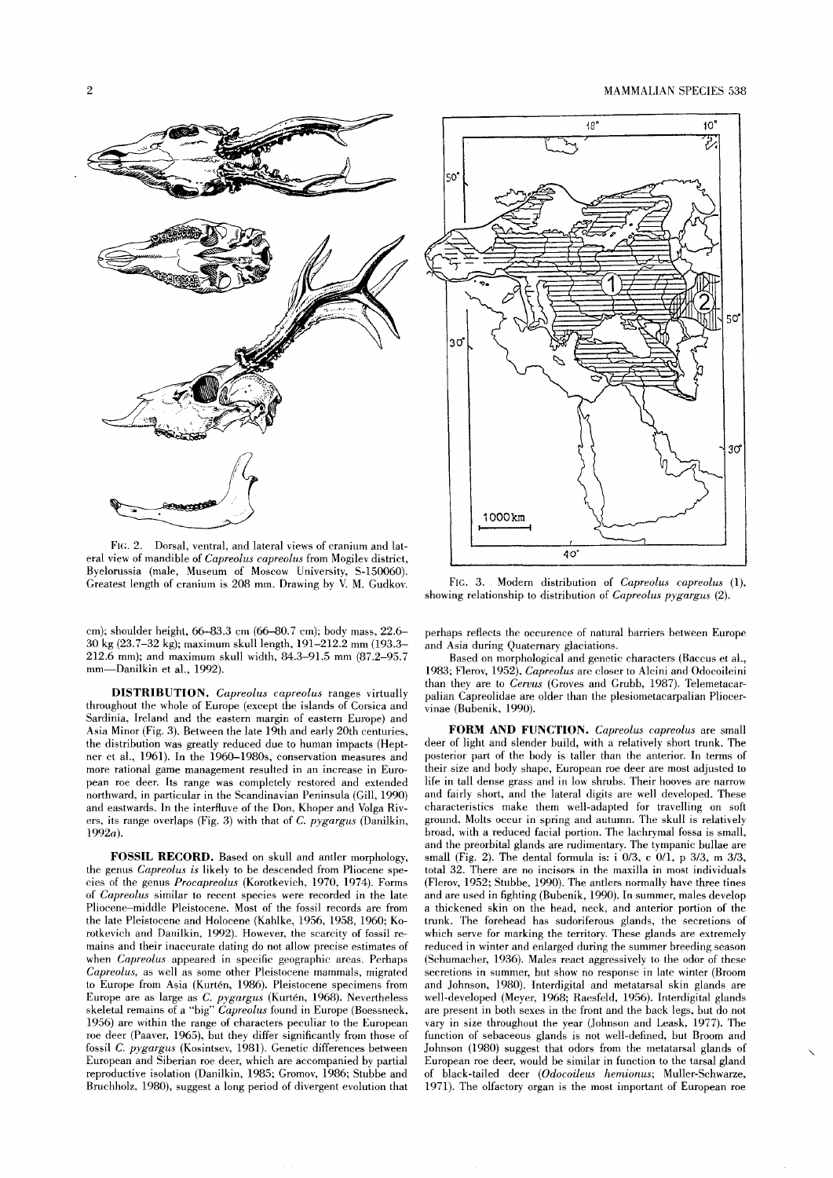FIG. 2. Dorsal, ventral, and lateral views of cranium and lateral view of mandible of *Capreolus capreolus* from Mogilev district, Byelorussia (male, Museum of Moscow University, S-150060). Greatest length of cranium is 208 mm. Drawing by V. M. Gudkov.

FIG. 3. Modern distribution of *Capreolus capreolus* (1), showing relationship to distribution of *Capreolus pygargus* (2).

cm); shoulder height, 66–83.3 cm (66–80.7 cm); body mass, 22.6–30 kg (23.7–32 kg); maximum skull length, 191–212.2 mm (193.3–212.6 mm); and maximum skull width, 84.3–91.5 mm (87.2–95.7 mm—Danilkin et al., 1992).

**DISTRIBUTION.** *Capreolus capreolus* ranges virtually throughout the whole of Europe (except the islands of Corsica and Sardinia, Ireland and the eastern margin of eastern Europe) and Asia Minor (Fig. 3). Between the late 19th and early 20th centuries, the distribution was greatly reduced due to human impacts (Heptner et al., 1961). In the 1960–1980s, conservation measures and more rational game management resulted in an increase in European roe deer. Its range was completely restored and extended northward, in particular in the Scandinavian Peninsula (Gill, 1990) and eastwards. In the interfluve of the Don, Khoper and Volga Rivers, its range overlaps (Fig. 3) with that of *C. pygargus* (Danilkin, 1992*a*).

**FOSSIL RECORD.** Based on skull and antler morphology, the genus *Capreolus is* likely to be descended from Pliocene species of the genus *Procapreolus* (Korotkevich, 1970, 1974). Forms of *Capreolus* similar to recent species were recorded in the late Pliocene–middle Pleistocene. Most of the fossil records are from the late Pleistocene and Holocene (Kahlke, 1956, 1958, 1960; Korotkevich and Danilkin, 1992). However, the scarcity of fossil remains and their inaccurate dating do not allow precise estimates of when *Capreolus* appeared in specific geographic areas. Perhaps *Capreolus*, as well as some other Pleistocene mammals, migrated to Europe from Asia (Kurtén, 1986). Pleistocene specimens from Europe are as large as *C. pygargus* (Kurtén, 1968). Nevertheless skeletal remains of a "big" *Capreolus* found in Europe (Boessneck, 1956) are within the range of characters peculiar to the European roe deer (Paaver, 1965), but they differ significantly from those of fossil *C. pygargus* (Kosintsev, 1981). Genetic differences between European and Siberian roe deer, which are accompanied by partial reproductive isolation (Danilkin, 1985; Gromov, 1986; Stubbe and Bruchholz, 1980), suggest a long period of divergent evolution that perhaps reflects the occurence of natural barriers between Europe and Asia during Quaternary glaciations.

Based on morphological and genetic characters (Baccus et al., 1983; Flerov, 1952), *Capreolus* are closer to Alcini and Odocoileini than they are to *Cervus* (Groves and Grubb, 1987). Telemetacarpalian Capreolidae are older than the plesiometacarpalian Pliocervinae (Bubenik, 1990).

**FORM AND FUNCTION.** *Capreolus capreolus* are small deer of light and slender build, with a relatively short trunk. The posterior part of the body is taller than the anterior. In terms of their size and body shape, European roe deer are most adjusted to life in tall dense grass and in low shrubs. Their hooves are narrow and fairly short, and the lateral digits are well developed. These characteristics make them well-adapted for travelling on soft ground. Molts occur in spring and autumn. The skull is relatively broad, with a reduced facial portion. The lachrymal fossa is small, and the preorbital glands are rudimentary. The tympanic bullae are small (Fig. 2). The dental formula is: i 0/3, c 0/1, p 3/3, m 3/3, total 32. There are no incisors in the maxilla in most individuals (Flerov, 1952; Stubbe, 1990). The antlers normally have three tines and are used in fighting (Bubenik, 1990). In summer, males develop a thickened skin on the head, neck, and anterior portion of the trunk. The forehead has sudoriferous glands, the secretions of which serve for marking the territory. These glands are extremely reduced in winter and enlarged during the summer breeding season (Schumacher, 1936). Males react aggressively to the odor of these secretions in summer, but show no response in late winter (Broom and Johnson, 1980). Interdigital and metatarsal skin glands are well-developed (Meyer, 1968; Raesfeld, 1956). Interdigital glands are present in both sexes in the front and the back legs, but do not vary in size throughout the year (Johnson and Leask, 1977). The function of sebaceous glands is not well-defined, but Broom and Johnson (1980) suggest that odors from the metatarsal glands of European roe deer, would be similar in function to the tarsal gland of black-tailed deer (*Odocoileus hemionus*; Muller-Schwarze, 1971). The olfactory organ is the most important of European roe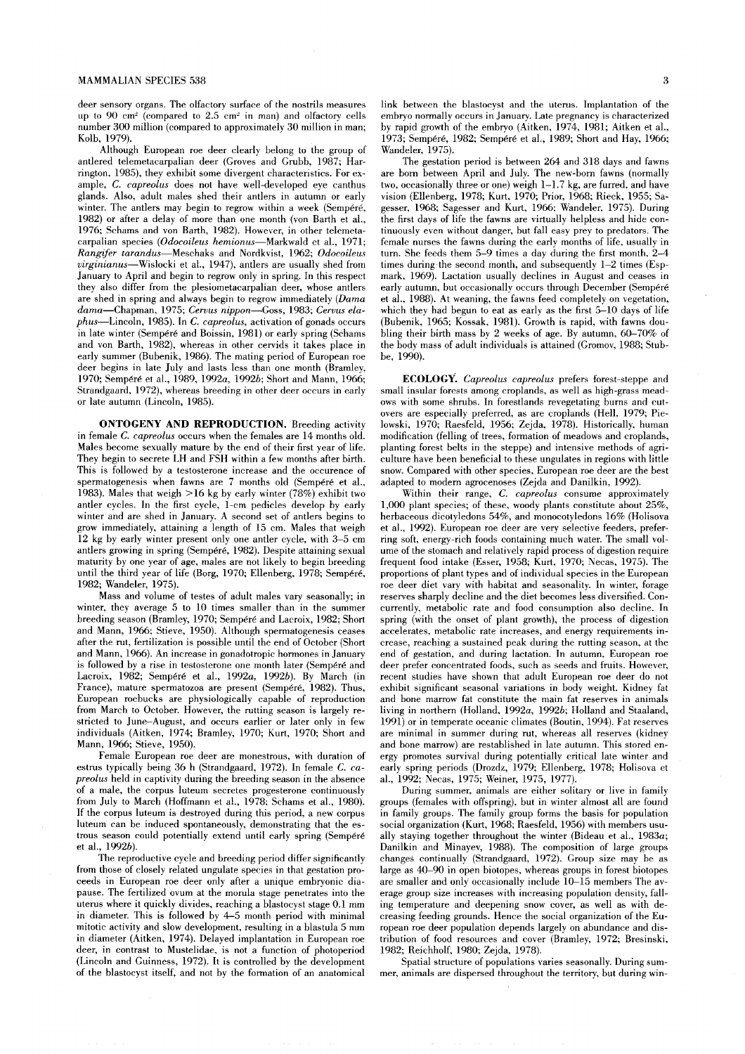deer sensory organs. The olfactory surface of the nostrils measures up to 90 cm$^2$ (compared to 2.5 cm$^2$ in man) and olfactory cells number 300 million (compared to approximately 30 million in man; Kolb, 1979).

Although European roe deer clearly belong to the group of antlered telemetacarpalian deer (Groves and Grubb, 1987; Harrington, 1985), they exhibit some divergent characteristics. For example, *C. capreolus* does not have well-developed eye canthus glands. Also, adult males shed their antlers in autumn or early winter. The antlers may begin to regrow within a week (Sempéré, 1982) or after a delay of more than one month (von Barth et al., 1976; Schams and von Barth, 1982). However, in other telemetacarpalian species (*Odocoileus hemionus*—Markwald et al., 1971; *Rangifer tarandus*—Meschaks and Nordkvist, 1962; *Odocoileus virginianus*—Wislocki et al., 1947), antlers are usually shed from January to April and begin to regrow only in spring. In this respect they also differ from the plesiometacarpalian deer, whose antlers are shed in spring and always begin to regrow immediately (*Dama dama*—Chapman, 1975; *Cervus nippon*—Goss, 1983; *Cervus elaphus*—Lincoln, 1985). In *C. capreolus*, activation of gonads occurs in late winter (Sempéré and Boissin, 1981) or early spring (Schams and von Barth, 1982), whereas in other cervids it takes place in early summer (Bubenik, 1986). The mating period of European roe deer begins in late July and lasts less than one month (Bramley, 1970; Sempéré et al., 1989, 1992*a*, 1992*b*; Short and Mann, 1966; Strandgaard, 1972), whereas breeding in other deer occurs in early or late autumn (Lincoln, 1985).

**ONTOGENY AND REPRODUCTION.** Breeding activity in female *C. capreolus* occurs when the females are 14 months old. Males become sexually mature by the end of their first year of life. They begin to secrete LH and FSH within a few months after birth. This is followed by a testosterone increase and the occurence of spermatogenesis when fawns are 7 months old (Sempéré et al., 1983). Males that weigh >16 kg by early winter (78%) exhibit two antler cycles. In the first cycle, 1-cm pedicles develop by early winter and are shed in January. A second set of antlers begins to grow immediately, attaining a length of 15 cm. Males that weigh 12 kg by early winter present only one antler cycle, with 3–5 cm antlers growing in spring (Sempéré, 1982). Despite attaining sexual maturity by one year of age, males are not likely to begin breeding until the third year of life (Borg, 1970; Ellenberg, 1978; Sempéré, 1982; Wandeler, 1975).

Mass and volume of testes of adult males vary seasonally; in winter, they average 5 to 10 times smaller than in the summer breeding season (Bramley, 1970; Sempéré and Lacroix, 1982; Short and Mann, 1966; Stieve, 1950). Although spermatogenesis ceases after the rut, fertilization is possible until the end of October (Short and Mann, 1966). An increase in gonadotropic hormones in January is followed by a rise in testosterone one month later (Sempéré and Lacroix, 1982; Sempéré et al., 1992*a*, 1992*b*). By March (in France), mature spermatozoa are present (Sempéré, 1982). Thus, European roebucks are physiologically capable of reproduction from March to October. However, the rutting season is largely restricted to June–August, and occurs earlier or later only in few individuals (Aitken, 1974; Bramley, 1970; Kurt, 1970; Short and Mann, 1966; Stieve, 1950).

Female European roe deer are monestrous, with duration of estrus typically being 36 h (Strandgaard, 1972). In female *C. capreolus* held in captivity during the breeding season in the absence of a male, the corpus luteum secretes progesterone continuously from July to March (Hoffmann et al., 1978; Schams et al., 1980). If the corpus luteum is destroyed during this period, a new corpus luteum can be induced spontaneously, demonstrating that the estrous season could potentially extend until early spring (Sempéré et al., 1992*b*).

The reproductive cycle and breeding period differ significantly from those of closely related ungulate species in that gestation proceeds in European roe deer only after a unique embryonic diapause. The fertilized ovum at the morula stage penetrates into the uterus where it quickly divides, reaching a blastocyst stage 0.1 mm in diameter. This is followed by 4–5 month period with minimal mitotic activity and slow development, resulting in a blastula 5 mm in diameter (Aitken, 1974). Delayed implantation in European roe deer, in contrast to Mustelidae, is not a function of photoperiod (Lincoln and Guinness, 1972). It is controlled by the development of the blastocyst itself, and not by the formation of an anatomical link between the blastocyst and the uterus. Implantation of the embryo normally occurs in January. Late pregnancy is characterized by rapid growth of the embryo (Aitken, 1974, 1981; Aitken et al., 1973; Sempéré, 1982; Sempéré et al., 1989; Short and Hay, 1966; Wandeler, 1975).

The gestation period is between 264 and 318 days and fawns are born between April and July. The new-born fawns (normally two, occasionally three or one) weigh 1–1.7 kg, are furred, and have vision (Ellenberg, 1978; Kurt, 1970; Prior, 1968; Rieck, 1955; Sagesser, 1968; Sagesser and Kurt, 1966; Wandeler, 1975). During the first days of life the fawns are virtually helpless and hide continuously even without danger, but fall easy prey to predators. The female nurses the fawns during the early months of life, usually in turn. She feeds them 5–9 times a day during the first month, 2–4 times during the second month, and subsequently 1–2 times (Espmark, 1969). Lactation usually declines in August and ceases in early autumn, but occasionally occurs through December (Sempéré et al., 1988). At weaning, the fawns feed completely on vegetation, which they had begun to eat as early as the first 5–10 days of life (Bubenik, 1965; Kossak, 1981). Growth is rapid, with fawns doubling their birth mass by 2 weeks of age. By autumn, 60–70% of the body mass of adult individuals is attained (Gromov, 1988; Stubbe, 1990).

**ECOLOGY.** *Capreolus capreolus* prefers forest-steppe and small insular forests among croplands, as well as high-grass meadows with some shrubs. In forestlands revegetating burns and cutovers are especially preferred, as are croplands (Hell, 1979; Pielowski, 1970; Raesfeld, 1956; Zejda, 1978). Historically, human modification (felling of trees, formation of meadows and croplands, planting forest belts in the steppe) and intensive methods of agriculture have been beneficial to these ungulates in regions with little snow. Compared with other species, European roe deer are the best adapted to modern agrocenoses (Zejda and Danilkin, 1992).

Within their range, *C. capreolus* consume approximately 1,000 plant species; of these, woody plants constitute about 25%, herbaceous dicotyledons 54%, and monocotyledons 16% (Holisova et al., 1992). European roe deer are very selective feeders, preferring soft, energy-rich foods containing much water. The small volume of the stomach and relatively rapid process of digestion require frequent food intake (Esser, 1958; Kurt, 1970; Necas, 1975). The proportions of plant types and of individual species in the European roe deer diet vary with habitat and seasonality. In winter, forage reserves sharply decline and the diet becomes less diversified. Concurrently, metabolic rate and food consumption also decline. In spring (with the onset of plant growth), the process of digestion accelerates, metabolic rate increases, and energy requirements increase, reaching a sustained peak during the rutting season, at the end of gestation, and during lactation. In autumn, European roe deer prefer concentrated foods, such as seeds and fruits. However, recent studies have shown that adult European roe deer do not exhibit significant seasonal variations in body weight. Kidney fat and bone marrow fat constitute the main fat reserves in animals living in northern (Holland, 1992*a*, 1992*b*; Holland and Staaland, 1991) or in temperate oceanic climates (Boutin, 1994). Fat reserves are minimal in summer during rut, whereas all reserves (kidney and bone marrow) are restablished in late autumn. This stored energy promotes survival during potentially critical late winter and early spring periods (Drozdz, 1979; Ellenberg, 1978; Holisova et al., 1992; Necas, 1975; Weiner, 1975, 1977).

During summer, animals are either solitary or live in family groups (females with offspring), but in winter almost all are found in family groups. The family group forms the basis for population social organization (Kurt, 1968; Raesfeld, 1956) with members usually staying together throughout the winter (Bideau et al., 1983*a*; Danilkin and Minayev, 1988). The composition of large groups changes continually (Strandgaard, 1972). Group size may be as large as 40–90 in open biotopes, whereas groups in forest biotopes are smaller and only occasionally include 10–15 members The average group size increases with increasing population density, falling temperature and deepening snow cover, as well as with decreasing feeding grounds. Hence the social organization of the European roe deer population depends largely on abundance and distribution of food resources and cover (Bramley, 1972; Bresinski, 1982; Reichholf, 1980; Zejda, 1978).

Spatial structure of populations varies seasonally. During summer, animals are dispersed throughout the territory, but during win-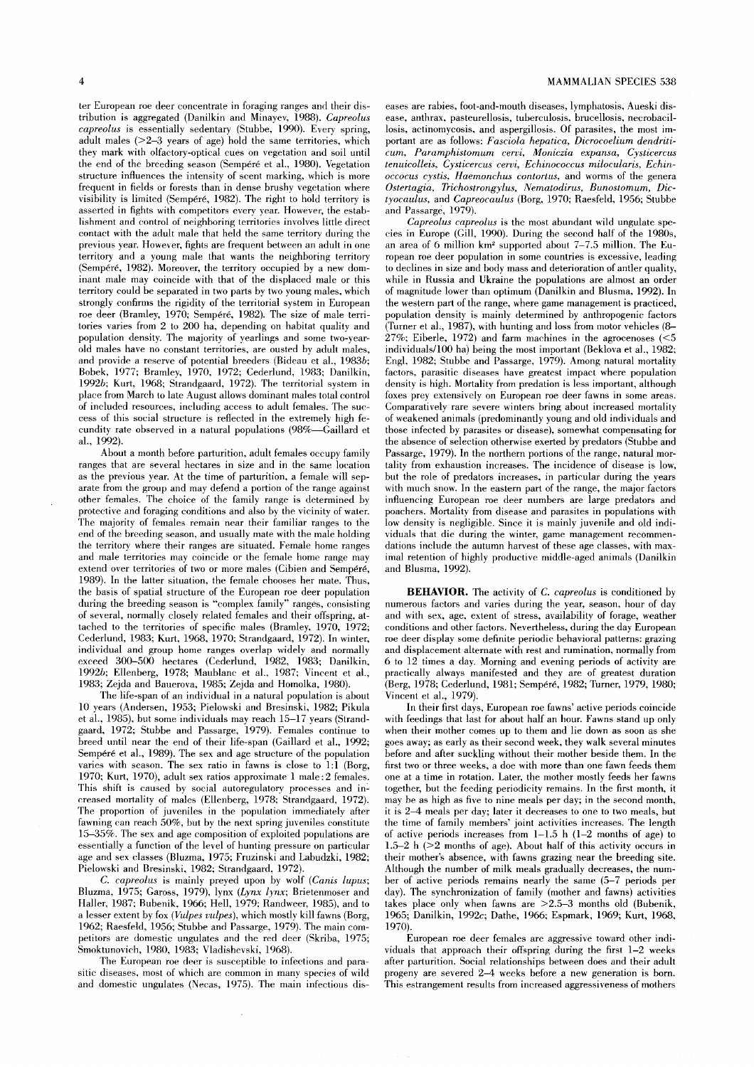ter European roe deer concentrate in foraging ranges and their distribution is aggregated (Danilkin and Minayev, 1988). *Capreolus capreolus* is essentially sedentary (Stubbe, 1990). Every spring, adult males (>2–3 years of age) hold the same territories, which they mark with olfactory-optical cues on vegetation and soil until the end of the breeding season (Sempéré et al., 1980). Vegetation structure influences the intensity of scent marking, which is more frequent in fields or forests than in dense brushy vegetation where visibility is limited (Sempéré, 1982). The right to hold territory is asserted in fights with competitors every year. However, the establishment and control of neighboring territories involves little direct contact with the adult male that held the same territory during the previous year. However, fights are frequent between an adult in one territory and a young male that wants the neighboring territory (Sempéré, 1982). Moreover, the territory occupied by a new dominant male may coincide with that of the displaced male or this territory could be separated in two parts by two young males, which strongly confirms the rigidity of the territorial system in European roe deer (Bramley, 1970; Sempéré, 1982). The size of male territories varies from 2 to 200 ha, depending on habitat quality and population density. The majority of yearlings and some two-year-old males have no constant territories, are ousted by adult males, and provide a reserve of potential breeders (Bideau et al., 1983*b*; Bobek, 1977; Bramley, 1970, 1972; Cederlund, 1983; Danilkin, 1992*b*; Kurt, 1968; Strandgaard, 1972). The territorial system in place from March to late August allows dominant males total control of included resources, including access to adult females. The success of this social structure is reflected in the extremely high fecundity rate observed in a natural populations (98%—Gaillard et al., 1992).

About a month before parturition, adult females occupy family ranges that are several hectares in size and in the same location as the previous year. At the time of parturition, a female will separate from the group and may defend a portion of the range against other females. The choice of the family range is determined by protective and foraging conditions and also by the vicinity of water. The majority of females remain near their familiar ranges to the end of the breeding season, and usually mate with the male holding the territory where their ranges are situated. Female home ranges and male territories may coincide or the female home range may extend over territories of two or more males (Cibien and Sempéré, 1989). In the latter situation, the female chooses her mate. Thus, the basis of spatial structure of the European roe deer population during the breeding season is "complex family" ranges, consisting of several, normally closely related females and their offspring, attached to the territories of specific males (Bramley, 1970, 1972; Cederlund, 1983; Kurt, 1968, 1970; Strandgaard, 1972). In winter, individual and group home ranges overlap widely and normally exceed 300–500 hectares (Cederlund, 1982, 1983; Danilkin, 1992*b*; Ellenberg, 1978; Maublanc et al., 1987; Vincent et al., 1983; Zejda and Bauerova, 1985; Zejda and Homolka, 1980).

The life-span of an individual in a natural population is about 10 years (Andersen, 1953; Pielowski and Bresinski, 1982; Pikula et al., 1985), but some individuals may reach 15–17 years (Strandgaard, 1972; Stubbe and Passarge, 1979). Females continue to breed until near the end of their life-span (Gaillard et al., 1992; Sempéré et al., 1989). The sex and age structure of the population varies with season. The sex ratio in fawns is close to 1:1 (Borg, 1970; Kurt, 1970), adult sex ratios approximate 1 male : 2 females. This shift is caused by social autoregulatory processes and increased mortality of males (Ellenberg, 1978; Strandgaard, 1972). The proportion of juveniles in the population immediately after fawning can reach 50%, but by the next spring juveniles constitute 15–35%. The sex and age composition of exploited populations are essentially a function of the level of hunting pressure on particular age and sex classes (Bluzma, 1975; Fruzinski and Labudzki, 1982; Pielowski and Bresinski, 1982; Strandgaard, 1972).

*C. capreolus* is mainly preyed upon by wolf (*Canis lupus*; Bluzma, 1975; Gaross, 1979), lynx (*Lynx lynx*; Brietenmoser and Haller, 1987; Bubenik, 1966; Hell, 1979; Randweer, 1985), and to a lesser extent by fox (*Vulpes vulpes*), which mostly kill fawns (Borg, 1962; Raesfeld, 1956; Stubbe and Passarge, 1979). The main competitors are domestic ungulates and the red deer (Skriba, 1975; Smoktunovich, 1980, 1983; Vladishevski, 1968).

The European roe deer is susceptible to infections and parasitic diseases, most of which are common in many species of wild and domestic ungulates (Necas, 1975). The main infectious diseases are rabies, foot-and-mouth diseases, lymphatosis, Aueski disease, anthrax, pasteurellosis, tuberculosis, brucellosis, necrobacillosis, actinomycosis, and aspergillosis. Of parasites, the most important are as follows: *Fasciola hepatica*, *Dicrocoelium dendriticum*, *Paramphistomum cervi*, *Moniczia expansa*, *Cysticercus tenuicolleis*, *Cysticercus cervi*, *Echinococcus milocularis*, *Echinococus cystis*, *Haemonchus contortus*, and worms of the genera *Ostertagia*, *Trichostrongylus*, *Nematodirus*, *Bunostomum*, *Dictyocaulus*, and *Capreocaulus* (Borg, 1970; Raesfeld, 1956; Stubbe and Passarge, 1979).

*Capreolus capreolus* is the most abundant wild ungulate species in Europe (Gill, 1990). During the second half of the 1980s, an area of 6 million km² supported about 7–7.5 million. The European roe deer population in some countries is excessive, leading to declines in size and body mass and deterioration of antler quality, while in Russia and Ukraine the populations are almost an order of magnitude lower than optimum (Danilkin and Blusma, 1992). In the western part of the range, where game management is practiced, population density is mainly determined by anthropogenic factors (Turner et al., 1987), with hunting and loss from motor vehicles (8–27%; Eiberle, 1972) and farm machines in the agrocenoses (<5 individuals/100 ha) being the most important (Beklova et al., 1982; Engl, 1982; Stubbe and Passarge, 1979). Among natural mortality factors, parasitic diseases have greatest impact where population density is high. Mortality from predation is less important, although foxes prey extensively on European roe deer fawns in some areas. Comparatively rare severe winters bring about increased mortality of weakened animals (predominantly young and old individuals and those infected by parasites or disease), somewhat compensating for the absence of selection otherwise exerted by predators (Stubbe and Passarge, 1979). In the northern portions of the range, natural mortality from exhaustion increases. The incidence of disease is low, but the role of predators increases, in particular during the years with much snow. In the eastern part of the range, the major factors influencing European roe deer numbers are large predators and poachers. Mortality from disease and parasites in populations with low density is negligible. Since it is mainly juvenile and old individuals that die during the winter, game management recommendations include the autumn harvest of these age classes, with maximal retention of highly productive middle-aged animals (Danilkin and Blusma, 1992).

**BEHAVIOR.** The activity of *C. capreolus* is conditioned by numerous factors and varies during the year, season, hour of day and with sex, age, extent of stress, availability of forage, weather conditions and other factors. Nevertheless, during the day European roe deer display some definite periodic behavioral patterns: grazing and displacement alternate with rest and rumination, normally from 6 to 12 times a day. Morning and evening periods of activity are practically always manifested and they are of greatest duration (Berg, 1978; Cederlund, 1981; Sempéré, 1982; Turner, 1979, 1980; Vincent et al., 1979).

In their first days, European roe fawns' active periods coincide with feedings that last for about half an hour. Fawns stand up only when their mother comes up to them and lie down as soon as she goes away; as early as their second week, they walk several minutes before and after suckling without their mother beside them. In the first two or three weeks, a doe with more than one fawn feeds them one at a time in rotation. Later, the mother mostly feeds her fawns together, but the feeding periodicity remains. In the first month, it may be as high as five to nine meals per day; in the second month, it is 2–4 meals per day; later it decreases to one to two meals, but the time of family members' joint activities increases. The length of active periods increases from 1–1.5 h (1–2 months of age) to 1.5–2 h (>2 months of age). About half of this activity occurs in their mother's absence, with fawns grazing near the breeding site. Although the number of milk meals gradually decreases, the number of active periods remains nearly the same (5–7 periods per day). The synchronization of family (mother and fawns) activities takes place only when fawns are >2.5–3 months old (Bubenik, 1965; Danilkin, 1992*c*; Dathe, 1966; Espmark, 1969; Kurt, 1968, 1970).

European roe deer females are aggressive toward other individuals that approach their offspring during the first 1–2 weeks after parturition. Social relationships between does and their adult progeny are severed 2–4 weeks before a new generation is born. This estrangement results from increased aggressiveness of mothers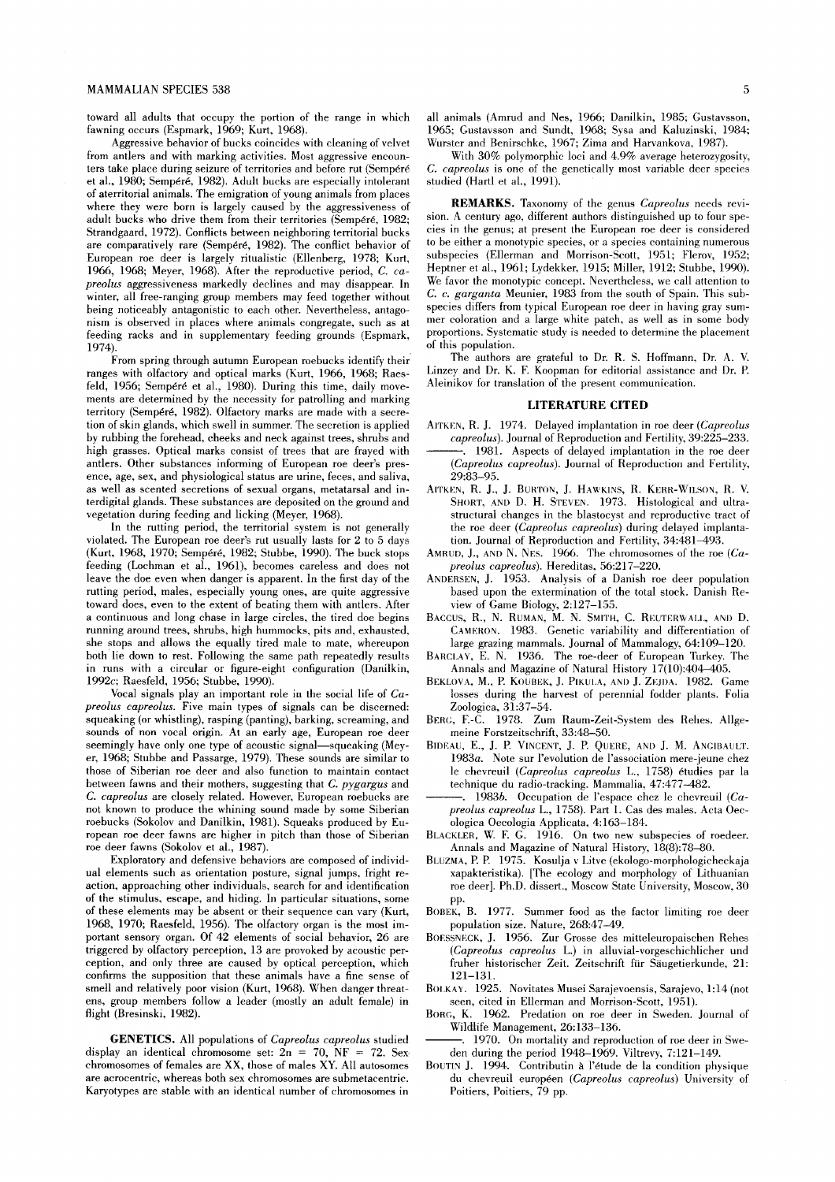toward all adults that occupy the portion of the range in which fawning occurs (Espmark, 1969; Kurt, 1968).

Aggressive behavior of bucks coincides with cleaning of velvet from antlers and with marking activities. Most aggressive encounters take place during seizure of territories and before rut (Sempéré et al., 1980; Sempéré, 1982). Adult bucks are especially intolerant of aterritorial animals. The emigration of young animals from places where they were born is largely caused by the aggressiveness of adult bucks who drive them from their territories (Sempéré, 1982; Strandgaard, 1972). Conflicts between neighboring territorial bucks are comparatively rare (Sempéré, 1982). The conflict behavior of European roe deer is largely ritualistic (Ellenberg, 1978; Kurt, 1966, 1968; Meyer, 1968). After the reproductive period, *C. capreolus* aggressiveness markedly declines and may disappear. In winter, all free-ranging group members may feed together without being noticeably antagonistic to each other. Nevertheless, antagonism is observed in places where animals congregate, such as at feeding racks and in supplementary feeding grounds (Espmark, 1974).

From spring through autumn European roebucks identify their ranges with olfactory and optical marks (Kurt, 1966, 1968; Raesfeld, 1956; Sempéré et al., 1980). During this time, daily movements are determined by the necessity for patrolling and marking territory (Sempéré, 1982). Olfactory marks are made with a secretion of skin glands, which swell in summer. The secretion is applied by rubbing the forehead, cheeks and neck against trees, shrubs and high grasses. Optical marks consist of trees that are frayed with antlers. Other substances informing of European roe deer's presence, age, sex, and physiological status are urine, feces, and saliva, as well as scented secretions of sexual organs, metatarsal and interdigital glands. These substances are deposited on the ground and vegetation during feeding and licking (Meyer, 1968).

In the rutting period, the territorial system is not generally violated. The European roe deer's rut usually lasts for 2 to 5 days (Kurt, 1968, 1970; Sempéré, 1982; Stubbe, 1990). The buck stops feeding (Lochman et al., 1961), becomes careless and does not leave the doe even when danger is apparent. In the first day of the rutting period, males, especially young ones, are quite aggressive toward does, even to the extent of beating them with antlers. After a continuous and long chase in large circles, the tired doe begins running around trees, shrubs, high hummocks, pits and, exhausted, she stops and allows the equally tired male to mate, whereupon both lie down to rest. Following the same path repeatedly results in runs with a circular or figure-eight configuration (Danilkin, 1992c; Raesfeld, 1956; Stubbe, 1990).

Vocal signals play an important role in the social life of *Capreolus capreolus*. Five main types of signals can be discerned: squeaking (or whistling), rasping (panting), barking, screaming, and sounds of non vocal origin. At an early age, European roe deer seemingly have only one type of acoustic signal—squeaking (Meyer, 1968; Stubbe and Passarge, 1979). These sounds are similar to those of Siberian roe deer and also function to maintain contact between fawns and their mothers, suggesting that *C. pygargus* and *C. capreolus* are closely related. However, European roebucks are not known to produce the whining sound made by some Siberian roebucks (Sokolov and Danilkin, 1981). Squeaks produced by European roe deer fawns are higher in pitch than those of Siberian roe deer fawns (Sokolov et al., 1987).

Exploratory and defensive behaviors are composed of individual elements such as orientation posture, signal jumps, fright reaction, approaching other individuals, search for and identification of the stimulus, escape, and hiding. In particular situations, some of these elements may be absent or their sequence can vary (Kurt, 1968, 1970; Raesfeld, 1956). The olfactory organ is the most important sensory organ. Of 42 elements of social behavior, 26 are triggered by olfactory perception, 13 are provoked by acoustic perception, and only three are caused by optical perception, which confirms the supposition that these animals have a fine sense of smell and relatively poor vision (Kurt, 1968). When danger threatens, group members follow a leader (mostly an adult female) in flight (Bresinski, 1982).

**GENETICS.** All populations of *Capreolus capreolus* studied display an identical chromosome set: $2n = 70$, $NF = 72$. Sex chromosomes of females are XX, those of males XY. All autosomes are acrocentric, whereas both sex chromosomes are submetacentric. Karyotypes are stable with an identical number of chromosomes in all animals (Amrud and Nes, 1966; Danilkin, 1985; Gustavsson, 1965; Gustavsson and Sundt, 1968; Sysa and Kaluzinski, 1984; Wurster and Benirschke, 1967; Zima and Harvankova, 1987).

With 30% polymorphic loci and 4.9% average heterozygosity, *C. capreolus* is one of the genetically most variable deer species studied (Hartl et al., 1991).

**REMARKS.** Taxonomy of the genus *Capreolus* needs revision. A century ago, different authors distinguished up to four species in the genus; at present the European roe deer is considered to be either a monotypic species, or a species containing numerous subspecies (Ellerman and Morrison-Scott, 1951; Flerov, 1952; Heptner et al., 1961; Lydekker, 1915; Miller, 1912; Stubbe, 1990). We favor the monotypic concept. Nevertheless, we call attention to *C. c. garganta* Meunier, 1983 from the south of Spain. This subspecies differs from typical European roe deer in having gray summer coloration and a large white patch, as well as in some body proportions. Systematic study is needed to determine the placement of this population.

The authors are grateful to Dr. R. S. Hoffmann, Dr. A. V. Linzey and Dr. K. F. Koopman for editorial assistance and Dr. P. Aleinikov for translation of the present communication.

## LITERATURE CITED

AITKEN, R. J. 1974. Delayed implantation in roe deer (*Capreolus capreolus*). Journal of Reproduction and Fertility, 39:225–233.

———. 1981. Aspects of delayed implantation in the roe deer (*Capreolus capreolus*). Journal of Reproduction and Fertility, 29:83–95.

AITKEN, R. J., J. BURTON, J. HAWKINS, R. KERR-WILSON, R. V. SHORT, AND D. H. STEVEN. 1973. Histological and ultrastructural changes in the blastocyst and reproductive tract of the roe deer (*Capreolus capreolus*) during delayed implantation. Journal of Reproduction and Fertility, 34:481–493.

AMRUD, J., AND N. NES. 1966. The chromosomes of the roe (*Capreolus capreolus*). Hereditas, 56:217–220.

ANDERSEN, J. 1953. Analysis of a Danish roe deer population based upon the extermination of the total stock. Danish Review of Game Biology, 2:127–155.

BACCUS, R., N. RUMAN, M. N. SMITH, C. REUTERWALL, AND D. CAMERON. 1983. Genetic variability and differentiation of large grazing mammals. Journal of Mammalogy, 64:109–120.

BARCLAY, E. N. 1936. The roe-deer of European Turkey. The Annals and Magazine of Natural History 17(10):404–405.

BEKLOVA, M., P. KOUBEK, J. PIKULA, AND J. ZEJDA. 1982. Game losses during the harvest of perennial fodder plants. Folia Zoologica, 31:37–54.

BERG, F.-C. 1978. Zum Raum-Zeit-System des Rehes. Allgemeine Forstzeitschrift, 33:48–50.

BIDEAU, E., J. P. VINCENT, J. P. QUERE, AND J. M. ANGIBAULT. 1983*a*. Note sur l'evolution de l'association mere-jeune chez le chevreuil (*Capreolus capreolus* L., 1758) étudies par la technique du radio-tracking. Mammalia, 47:477–482.

———. 1983*b*. Occupation de l'espace chez le chevreuil (*Capreolus capreolus* L., 1758). Part 1. Cas des males. Acta Oecologica Oecologia Applicata, 4:163–184.

BLACKLER, W. F. G. 1916. On two new subspecies of roedeer. Annals and Magazine of Natural History, 18(8):78–80.

BLUZMA, P. P. 1975. Kosulja v Litve (ekologo-morphologicheckaja xapakteristika). [The ecology and morphology of Lithuanian roe deer]. Ph.D. dissert., Moscow State University, Moscow, 30 pp.

BOBEK, B. 1977. Summer food as the factor limiting roe deer population size. Nature, 268:47–49.

BOESSNECK, J. 1956. Zur Grosse des mitteleuropaischen Rehes (*Capreolus capreolus* L.) in alluvial-vorgeschichlicher und fruher historischer Zeit. Zeitschrift für Säugetierkunde, 21: 121–131.

BOLKAY. 1925. Novitates Musei Sarajevoensis, Sarajevo, 1:14 (not seen, cited in Ellerman and Morrison-Scott, 1951).

BORG, K. 1962. Predation on roe deer in Sweden. Journal of Wildlife Management, 26:133–136.

———. 1970. On mortality and reproduction of roe deer in Sweden during the period 1948–1969. Viltrevy, 7:121–149.

BOUTIN J. 1994. Contributin à l'étude de la condition physique du chevreuil européen (*Capreolus capreolus*) University of Poitiers, Poitiers, 79 pp.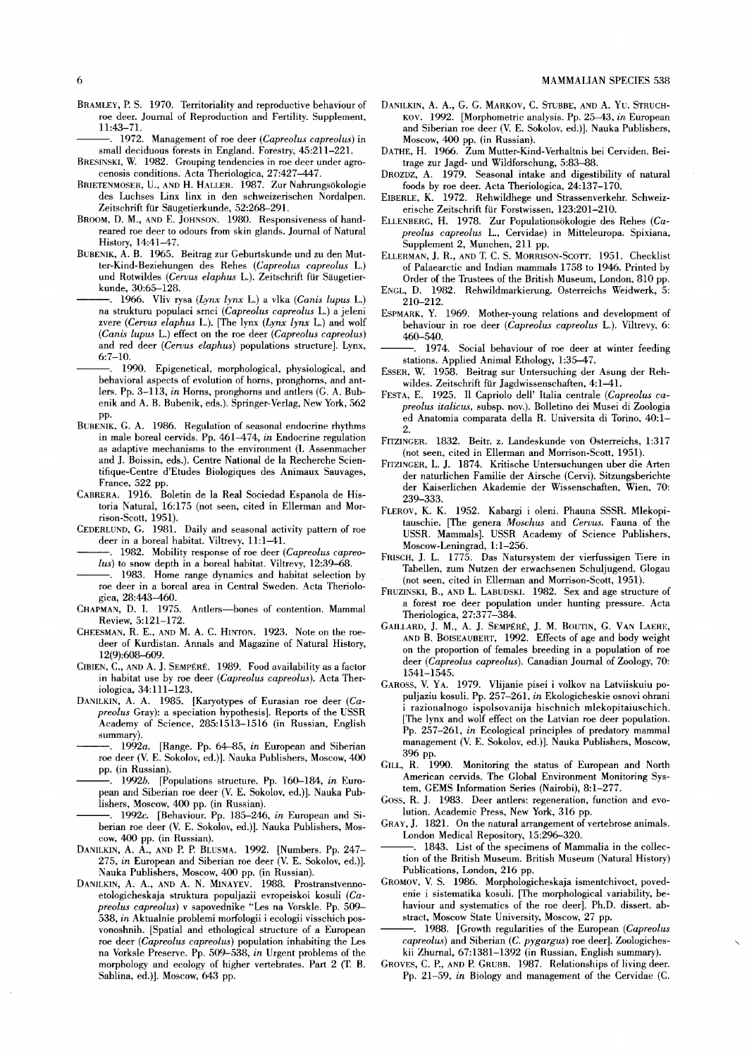Bramley, P. S. 1970. Territoriality and reproductive behaviour of roe deer. Journal of Reproduction and Fertility. Supplement, 11:43–71.

———. 1972. Management of roe deer (*Capreolus capreolus*) in small deciduous forests in England. Forestry, 45:211–221.

Bresinski, W. 1982. Grouping tendencies in roe deer under agrocenosis conditions. Acta Theriologica, 27:427–447.

Brietenmoser, U., and H. Haller. 1987. Zur Nahrungsökologie des Luchses Linx linx in den schweizerischen Nordalpen. Zeitschrift für Säugetierkunde, 52:268–291.

Broom, D. M., and E. Johnson. 1980. Responsiveness of hand-reared roe deer to odours from skin glands. Journal of Natural History, 14:41–47.

Bubenik, A. B. 1965. Beitrag zur Geburtskunde und zu den Mutter-Kind-Beziehungen des Rehes (*Capreolus capreolus* L.) und Rotwildes (*Cervus elaphus* L.). Zeitschrift für Säugetierkunde, 30:65–128.

———. 1966. Vliv rysa (*Lynx lynx* L.) a vlka (*Canis lupus* L.) na strukturu populaci srnci (*Capreolus capreolus* L.) a jeleni zvere (*Cervus elaphus* L.). [The lynx (*Lynx lynx* L.) and wolf (*Canis lupus* L.) effect on the roe deer (*Capreolus capreolus*) and red deer (*Cervus elaphus*) populations structure]. Lynx, 6:7–10.

———. 1990. Epigenetical, morphological, physiological, and behavioral aspects of evolution of horns, pronghorns, and antlers. Pp. 3–113, *in* Horns, pronghorns and antlers (G. A. Bubenik and A. B. Bubenik, eds.). Springer-Verlag, New York, 562 pp.

Bubenik, G. A. 1986. Regulation of seasonal endocrine rhythms in male boreal cervids. Pp. 461–474, *in* Endocrine regulation as adaptive mechanisms to the environment (I. Assenmacher and J. Boissin, eds.). Centre National de la Recherche Scientifique-Centre d'Etudes Biologiques des Animaux Sauvages, France, 522 pp.

Cabrera. 1916. Boletin de la Real Sociedad Espanola de Historia Natural, 16:175 (not seen, cited in Ellerman and Morrison-Scott, 1951).

Cederlund, G. 1981. Daily and seasonal activity pattern of roe deer in a boreal habitat. Viltrevy, 11:1–41.

———. 1982. Mobility response of roe deer (*Capreolus capreolus*) to snow depth in a boreal habitat. Viltrevy, 12:39–68.

———. 1983. Home range dynamics and habitat selection by roe deer in a boreal area in Central Sweden. Acta Theriologica, 28:443–460.

Chapman, D. I. 1975. Antlers—bones of contention. Mammal Review, 5:121–172.

Cheesman, R. E., and M. A. C. Hinton. 1923. Note on the roe-deer of Kurdistan. Annals and Magazine of Natural History, 12(9):608–609.

Cibien, C., and A. J. Sempéré. 1989. Food availability as a factor in habitat use by roe deer (*Capreolus capreolus*). Acta Theriologica, 34:111–123.

Danilkin, A. A. 1985. [Karyotypes of Eurasian roe deer (*Capreolus* Gray): a speciation hypothesis]. Reports of the USSR Academy of Science, 285:1513–1516 (in Russian, English summary).

———. 1992*a*. [Range. Pp. 64–85, *in* European and Siberian roe deer (V. E. Sokolov, ed.)]. Nauka Publishers, Moscow, 400 pp. (in Russian).

———. 1992*b*. [Populations structure. Pp. 160–184, *in* European and Siberian roe deer (V. E. Sokolov, ed.)]. Nauka Publishers, Moscow, 400 pp. (in Russian).

———. 1992*c*. [Behaviour. Pp. 185–246, *in* European and Siberian roe deer (V. E. Sokolov, ed.)]. Nauka Publishers, Moscow, 400 pp. (in Russian).

Danilkin, A. A., and P. P. Blusma. 1992. [Numbers. Pp. 247–275, *in* European and Siberian roe deer (V. E. Sokolov, ed.)]. Nauka Publishers, Moscow, 400 pp. (in Russian).

Danilkin, A. A., and A. N. Minayev. 1988. Prostranstvenno-etologicheskaja struktura populjazii evropeiskoi kosuli (*Capreolus capreolus*) v sapovednike "Les na Vorskle. Pp. 509–538, *in* Aktualnie problemi morfologii i ecologii visschich posvonoshnih. [Spatial and ethological structure of a European roe deer (*Capreolus capreolus*) population inhabiting the Les na Vorksle Preserve. Pp. 509–538, *in* Urgent problems of the morphology and ecology of higher vertebrates. Part 2 (T. B. Sablina, ed.)]. Moscow, 643 pp.

Danilkin, A. A., G. G. Markov, C. Stubbe, and A. Yu. Struchkov. 1992. [Morphometric analysis. Pp. 25–43, *in* European and Siberian roe deer (V. E. Sokolov, ed.)]. Nauka Publishers, Moscow, 400 pp. (in Russian).

Dathe, H. 1966. Zum Mutter-Kind-Verhaltnis bei Cerviden. Beitrage zur Jagd- und Wildforschung, 5:83–88.

Drozdz, A. 1979. Seasonal intake and digestibility of natural foods by roe deer. Acta Theriologica, 24:137–170.

Eiberle, K. 1972. Rehwildhege und Strassenverkehr. Schweizerische Zeitschrift für Forstwissen, 123:201–210.

Ellenberg, H. 1978. Zur Populationsökologie des Rehes (*Capreolus capreolus* L., Cervidae) in Mitteleuropa. Spixiana, Supplement 2, Munchen, 211 pp.

Ellerman, J. R., and T. C. S. Morrison-Scott. 1951. Checklist of Palaearctic and Indian mammals 1758 to 1946. Printed by Order of the Trustees of the British Museum, London, 810 pp.

Engl, D. 1982. Rehwildmarkierung. Osterreichs Weidwerk, 5: 210–212.

Espmark, Y. 1969. Mother-young relations and development of behaviour in roe deer (*Capreolus capreolus* L.). Viltrevy, 6: 460–540.

———. 1974. Social behaviour of roe deer at winter feeding stations. Applied Animal Ethology, 1:35–47.

Esser, W. 1958. Beitrag sur Untersuching der Asung der Rehwildes. Zeitschrift für Jagdwissenschaften, 4:1–41.

Festa, E. 1925. Il Capriolo dell' Italia centrale (*Capreolus capreolus italicus*, subsp. nov.). Bolletino dei Musei di Zoologia ed Anatomia comparata della R. Universita di Torino, 40:1–2.

Fitzinger. 1832. Beitr. z. Landeskunde von Osterreichs, 1:317 (not seen, cited in Ellerman and Morrison-Scott, 1951).

Fitzinger, L. J. 1874. Kritische Untersuchungen uber die Arten der naturlichen Familie der Airsche (Cervi). Sitzungsberichte der Kaiserlichen Akademie der Wissenschaften, Wien, 70: 239–333.

Flerov, K. K. 1952. Kabargi i oleni. Phauna SSSR. Mlekopitauschie. [The genera *Moschus* and *Cervus*. Fauna of the USSR. Mammals]. USSR Academy of Science Publishers, Moscow-Leningrad, 1:1–256.

Frisch, J. L. 1775. Das Natursystem der vierfussigen Tiere in Tabellen, zum Nutzen der erwachsenen Schuljugend. Glogau (not seen, cited in Ellerman and Morrison-Scott, 1951).

Fruzinski, B., and L. Labudski. 1982. Sex and age structure of a forest roe deer population under hunting pressure. Acta Theriologica, 27:377–384.

Gaillard, J. M., A. J. Sempéré, J. M. Boutin, G. Van Laere, and B. Boisseaubert, 1992. Effects of age and body weight on the proportion of females breeding in a population of roe deer (*Capreolus capreolus*). Canadian Journal of Zoology, 70: 1541–1545.

Gaross, V. Ya. 1979. Vlijanie pisei i volkov na Latviiskuiu populjaziu kosuli. Pp. 257–261, *in* Ekologicheskie osnovi ohrani i razionalnogo ispolsovanija hischnich mlekopitaiuschich. [The lynx and wolf effect on the Latvian roe deer population. Pp. 257–261, *in* Ecological principles of predatory mammal management (V. E. Sokolov, ed.)]. Nauka Publishers, Moscow, 396 pp.

Gill, R. 1990. Monitoring the status of European and North American cervids. The Global Environment Monitoring System, GEMS Information Series (Nairobi), 8:1–277.

Goss, R. J. 1983. Deer antlers: regeneration, function and evolution. Academic Press, New York, 316 pp.

Gray, J. 1821. On the natural arrangement of vertebrose animals. London Medical Repository, 15:296–320.

———. 1843. List of the specimens of Mammalia in the collection of the British Museum. British Museum (Natural History) Publications, London, 216 pp.

Gromov, V. S. 1986. Morphologicheskaja ismentchivoct, povedenie i sistematika kosuli. [The morphological variability, behaviour and systematics of the roe deer]. Ph.D. dissert. abstract, Moscow State University, Moscow, 27 pp.

———. 1988. [Growth regularities of the European (*Capreolus capreolus*) and Siberian (*C. pygargus*) roe deer]. Zoologicheskii Zhurnal, 67:1381–1392 (in Russian, English summary).

Groves, C. P., and P. Grubb. 1987. Relationships of living deer. Pp. 21–59, *in* Biology and management of the Cervidae (C.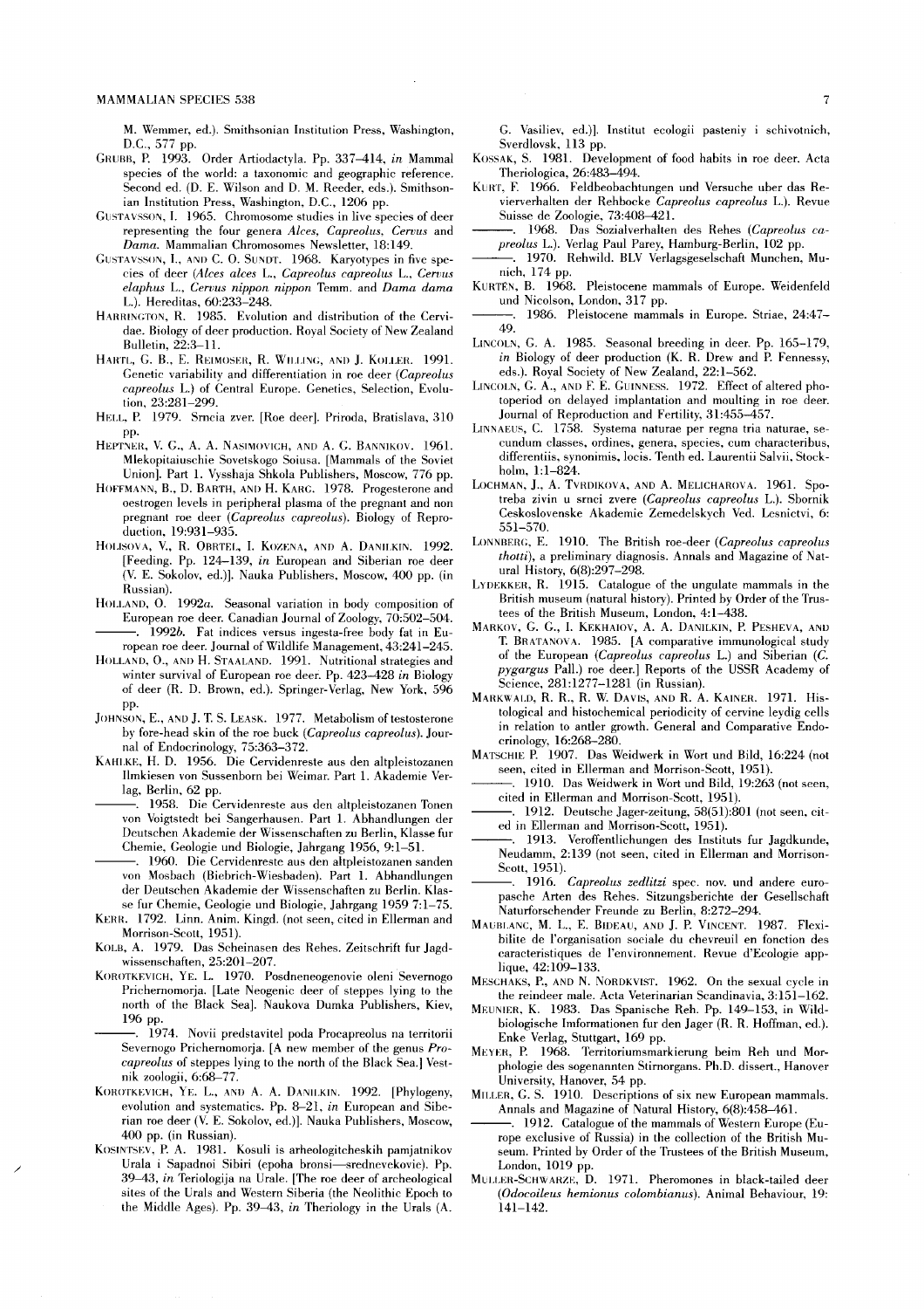M. Wemmer, ed.). Smithsonian Institution Press, Washington, D.C., 577 pp.

GRUBB, P. 1993. Order Artiodactyla. Pp. 337–414, *in* Mammal species of the world: a taxonomic and geographic reference. Second ed. (D. E. Wilson and D. M. Reeder, eds.). Smithsonian Institution Press, Washington, D.C., 1206 pp.

GUSTAVSSON, I. 1965. Chromosome studies in live species of deer representing the four genera *Alces, Capreolus, Cervus* and *Dama.* Mammalian Chromosomes Newsletter, 18:149.

GUSTAVSSON, I., AND C. O. SUNDT. 1968. Karyotypes in five species of deer (*Alces alces* L., *Capreolus capreolus* L., *Cervus elaphus* L., *Cervus nippon nippon* Temm. and *Dama dama* L.). Hereditas, 60:233–248.

HARRINGTON, R. 1985. Evolution and distribution of the Cervidae. Biology of deer production. Royal Society of New Zealand Bulletin, 22:3–11.

HARTL, G. B., E. REIMOSER, R. WILLING, AND J. KOLLER. 1991. Genetic variability and differentiation in roe deer (*Capreolus capreolus* L.) of Central Europe. Genetics, Selection, Evolution, 23:281–299.

HELL, P. 1979. Srncia zver. [Roe deer]. Priroda, Bratislava, 310 pp.

HEPTNER, V. G., A. A. NASIMOVICH, AND A. G. BANNIKOV. 1961. Mlekopitaiuschie Sovetskogo Soiusa. [Mammals of the Soviet Union]. Part 1. Vysshaja Shkola Publishers, Moscow, 776 pp.

HOFFMANN, B., D. BARTH, AND H. KARG. 1978. Progesterone and oestrogen levels in peripheral plasma of the pregnant and non pregnant roe deer (*Capreolus capreolus*). Biology of Reproduction, 19:931–935.

HOLISOVA, V., R. OBRTEL, I. KOZENA, AND A. DANILKIN. 1992. [Feeding. Pp. 124–139, *in* European and Siberian roe deer (V. E. Sokolov, ed.)]. Nauka Publishers, Moscow, 400 pp. (in Russian).

HOLLAND, O. 1992*a*. Seasonal variation in body composition of European roe deer. Canadian Journal of Zoology, 70:502–504.

———. 1992*b*. Fat indices versus ingesta-free body fat in European roe deer. Journal of Wildlife Management, 43:241–245.

HOLLAND, O., AND H. STAALAND. 1991. Nutritional strategies and winter survival of European roe deer. Pp. 423–428 *in* Biology of deer (R. D. Brown, ed.). Springer-Verlag, New York, 596 pp.

JOHNSON, E., AND J. T. S. LEASK. 1977. Metabolism of testosterone by fore-head skin of the roe buck (*Capreolus capreolus*). Journal of Endocrinology, 75:363–372.

KAHLKE, H. D. 1956. Die Cervidenreste aus den altpleistozanen Ilmkiesen von Sussenborn bei Weimar. Part 1. Akademie Verlag, Berlin, 62 pp.

———. 1958. Die Cervidenreste aus den altpleistozanen Tonen von Voigtstedt bei Sangerhausen. Part 1. Abhandlungen der Deutschen Akademie der Wissenschaften zu Berlin, Klasse fur Chemie, Geologie und Biologie, Jahrgang 1956, 9:1–51.

———. 1960. Die Cervidenreste aus den altpleistozanen sanden von Mosbach (Biebrich-Wiesbaden). Part 1. Abhandlungen der Deutschen Akademie der Wissenschaften zu Berlin. Klasse fur Chemie, Geologie und Biologie, Jahrgang 1959 7:1–75.

KERR. 1792. Linn. Anim. Kingd. (not seen, cited in Ellerman and Morrison-Scott, 1951).

KOLB, A. 1979. Das Scheinasen des Rehes. Zeitschrift fur Jagdwissenschaften, 25:201–207.

KOROTKEVICH, YE. L. 1970. Posdneneogenovie oleni Severnogo Prichernomorja. [Late Neogenic deer of steppes lying to the north of the Black Sea]. Naukova Dumka Publishers, Kiev, 196 pp.

———. 1974. Novii predstavitel poda Procapreolus na territorii Severnogo Prichernomorja. [A new member of the genus *Procapreolus* of steppes lying to the north of the Black Sea.] Vestnik zoologii, 6:68–77.

KOROTKEVICH, YE. L., AND A. A. DANILKIN. 1992. [Phylogeny, evolution and systematics. Pp. 8–21, *in* European and Siberian roe deer (V. E. Sokolov, ed.)]. Nauka Publishers, Moscow, 400 pp. (in Russian).

KOSINTSEV, P. A. 1981. Kosuli is arheologitcheskih pamjatnikov Urala i Sapadnoi Sibiri (epoha bronsi—srednevekovie). Pp. 39–43, *in* Teriologija na Urale. [The roe deer of archeological sites of the Urals and Western Siberia (the Neolithic Epoch to the Middle Ages). Pp. 39–43, *in* Theriology in the Urals (A. G. Vasiliev, ed.)]. Institut ecologii pasteniy i schivotnich, Sverdlovsk, 113 pp.

KOSSAK, S. 1981. Development of food habits in roe deer. Acta Theriologica, 26:483–494.

KURT, F. 1966. Feldbeobachtungen und Versuche uber das Reviervverhalten der Rehbocke *Capreolus capreolus* L.). Revue Suisse de Zoologie, 73:408–421.

———. 1968. Das Sozialverhalten des Rehes (*Capreolus capreolus* L.). Verlag Paul Parey, Hamburg-Berlin, 102 pp.

———. 1970. Rehwild. BLV Verlagsgeselschaft Munchen, Munich, 174 pp.

KURTÉN, B. 1968. Pleistocene mammals of Europe. Weidenfeld und Nicolson, London, 317 pp.

———. 1986. Pleistocene mammals in Europe. Striae, 24:47–49.

LINCOLN, G. A. 1985. Seasonal breeding in deer. Pp. 165–179, *in* Biology of deer production (K. R. Drew and P. Fennessy, eds.). Royal Society of New Zealand, 22:1–562.

LINCOLN, G. A., AND F. E. GUINNESS. 1972. Effect of altered photoperiod on delayed implantation and moulting in roe deer. Journal of Reproduction and Fertility, 31:455–457.

LINNAEUS, C. 1758. Systema naturae per regna tria naturae, secundum classes, ordines, genera, species, cum characteribus, differentiis, synonimis, locis. Tenth ed. Laurentii Salvii, Stockholm, 1:1–824.

LOCHMAN, J., A. TVRDIKOVA, AND A. MELICHAROVA. 1961. Spotreba zivin u srnci zvere (*Capreolus capreolus* L.). Sbornik Ceskoslovenske Akademie Zemedelskych Ved. Lesnictvi, 6: 551–570.

LONNBERG, E. 1910. The British roe-deer (*Capreolus capreolus thotti*), a preliminary diagnosis. Annals and Magazine of Natural History, 6(8):297–298.

LYDEKKER, R. 1915. Catalogue of the ungulate mammals in the British museum (natural history). Printed by Order of the Trustees of the British Museum, London, 4:1–438.

MARKOV, G. G., I. KEKHAIOV, A. A. DANILKIN, P. PESHEVA, AND T. BRATANOVA. 1985. [A comparative immunological study of the European (*Capreolus capreolus* L.) and Siberian (*C. pygargus* Pall.) roe deer.] Reports of the USSR Academy of Science, 281:1277–1281 (in Russian).

MARKWALD, R. R., R. W. DAVIS, AND R. A. KAINER. 1971. Histological and histochemical periodicity of cervine leydig cells in relation to antler growth. General and Comparative Endocrinology, 16:268–280.

MATSCHIE P. 1907. Das Weidwerk in Wort und Bild, 16:224 (not seen, cited in Ellerman and Morrison-Scott, 1951).

———. 1910. Das Weidwerk in Wort und Bild, 19:263 (not seen, cited in Ellerman and Morrison-Scott, 1951).

———. 1912. Deutsche Jager-zeitung, 58(51):801 (not seen, cited in Ellerman and Morrison-Scott, 1951).

———. 1913. Veroffentlichungen des Instituts fur Jagdkunde, Neudamm, 2:139 (not seen, cited in Ellerman and Morrison-Scott, 1951).

———. 1916. *Capreolus zedlitzi* spec. nov. und andere europasche Arten des Rehes. Sitzungsberichte der Gesellschaft Naturforschender Freunde zu Berlin, 8:272–294.

MAUBLANC, M. L., E. BIDEAU, AND J. P. VINCENT. 1987. Flexibilite de l'organisation sociale du chevreuil en fonction des caracteristiques de l'environnement. Revue d'Ecologie appliqué, 42:109–133.

MESCHAKS, P., AND N. NORDKVIST. 1962. On the sexual cycle in the reindeer male. Acta Veterinarian Scandinavia, 3:151–162.

MEUNIER, K. 1983. Das Spanische Reh. Pp. 149–153, in Wildbiologische Imformationen fur den Jager (R. R. Hoffman, ed.). Enke Verlag, Stuttgart, 169 pp.

MEYER, P. 1968. Territoriumsmarkierung beim Reh und Morphologie des sogenannten Stirnorgans. Ph.D. dissert., Hanover University, Hanover, 54 pp.

MILLER, G. S. 1910. Descriptions of six new European mammals. Annals and Magazine of Natural History, 6(8):458–461.

———. 1912. Catalogue of the mammals of Western Europe (Europe exclusive of Russia) in the collection of the British Museum. Printed by Order of the Trustees of the British Museum, London, 1019 pp.

MULLER-SCHWARZE, D. 1971. Pheromones in black-tailed deer (*Odocoileus hemionus colombianus*). Animal Behaviour, 19: 141–142.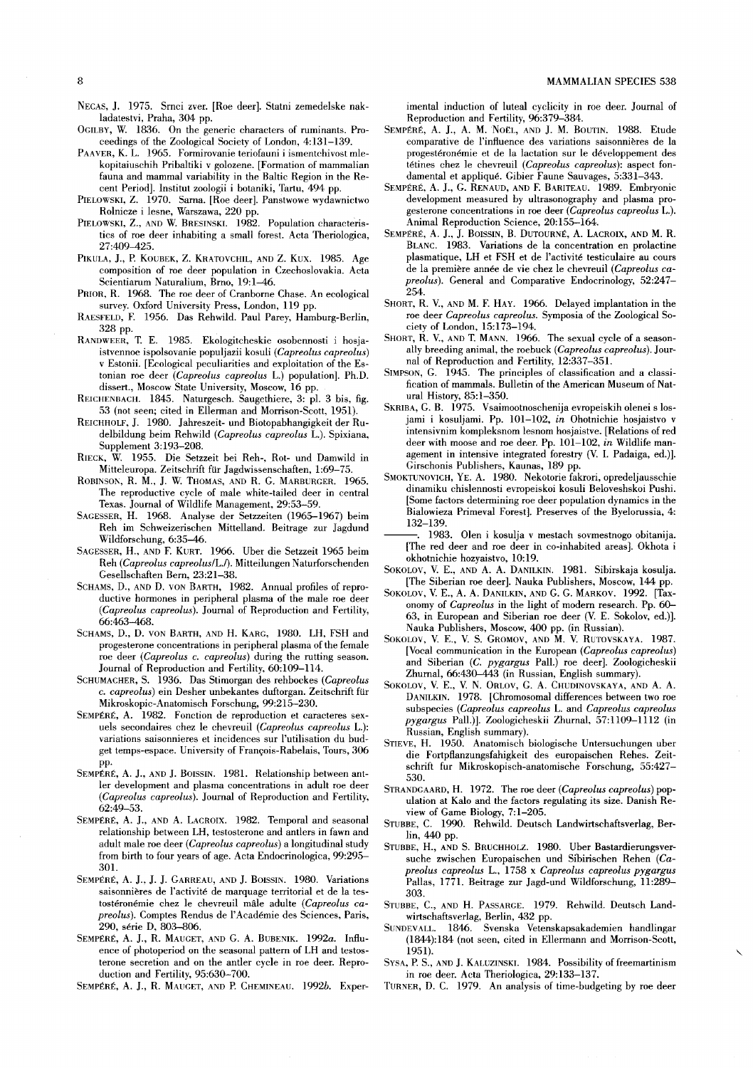NECAS, J. 1975. Srnci zver. [Roe deer]. Statni zemedelske nakladatestvi, Praha, 304 pp.

OGILBY, W. 1836. On the generic characters of ruminants. Proceedings of the Zoological Society of London, 4:131–139.

PAAVER, K. L. 1965. Formirovanie teriofauni i ismentchivost mlekopitaiuschih Pribaltiki v golozene. [Formation of mammalian fauna and mammal variability in the Baltic Region in the Recent Period]. Institut zoologii i botaniki, Tartu, 494 pp.

PIELOWSKI, Z. 1970. Sarna. [Roe deer]. Panstwowe wydawnictwo Rolnicze i lesne, Warszawa, 220 pp.

PIELOWSKI, Z., AND W. BRESINSKI. 1982. Population characteristics of roe deer inhabiting a small forest. Acta Theriologica, 27:409–425.

PIKULA, J., P. KOUBEK, Z. KRATOVCHIL, AND Z. KUX. 1985. Age composition of roe deer population in Czechoslovakia. Acta Scientiarum Naturalium, Brno, 19:1–46.

PRIOR, R. 1968. The roe deer of Cranborne Chase. An ecological survey. Oxford University Press, London, 119 pp.

RAESFELD, F. 1956. Das Rehwild. Paul Parey, Hamburg-Berlin, 328 pp.

RANDWEER, T. E. 1985. Ekologitcheskie osobennosti i hosjaistvennoe ispolsovanie populjazii kosuli (*Capreolus capreolus*) v Estonii. [Ecological peculiarities and exploitation of the Estonian roe deer (*Capreolus capreolus* L.) population]. Ph.D. dissert., Moscow State University, Moscow, 16 pp.

REICHENBACH. 1845. Naturgesch. Saugethiere, 3: pl. 3 bis, fig. 53 (not seen; cited in Ellerman and Morrison-Scott, 1951).

REICHHOLF, J. 1980. Jahreszeit- und Biotopabhangigkeit der Rudelbildung beim Rehwild (*Capreolus capreolus* L.). Spixiana, Supplement 3:193–208.

RIECK, W. 1955. Die Setzzeit bei Reh-, Rot- und Damwild in Mitteleuropa. Zeitschrift für Jagdwissenschaften, 1:69–75.

ROBINSON, R. M., J. W. THOMAS, AND R. G. MARBURGER. 1965. The reproductive cycle of male white-tailed deer in central Texas. Journal of Wildlife Management, 29:53–59.

SAGESSER, H. 1968. Analyse der Setzzeiten (1965–1967) beim Reh im Schweizerischen Mittelland. Beitrage zur Jagdund Wildforschung, 6:35–46.

SAGESSER, H., AND F. KURT. 1966. Uber die Setzzeit 1965 beim Reh (*Capreolus capreolus*/L./). Mitteilungen Naturforschenden Gesellschaften Bern, 23:21–38.

SCHAMS, D., AND D. VON BARTH. 1982. Annual profiles of reproductive hormones in peripheral plasma of the male roe deer (*Capreolus capreolus*). Journal of Reproduction and Fertility, 66:463–468.

SCHAMS, D., D. VON BARTH, AND H. KARG. 1980. LH, FSH and progesterone concentrations in peripheral plasma of the female roe deer (*Capreolus c. capreolus*) during the rutting season. Journal of Reproduction and Fertility, 60:109–114.

SCHUMACHER, S. 1936. Das Stimorgan des rehbockes (*Capreolus c. capreolus*) ein Desher unbekantes duftorgan. Zeitschrift für Mikroskopic-Anatomisch Forschung, 99:215–230.

SEMPÉRÉ, A. 1982. Fonction de reproduction et caracteres sexuels secondaires chez le chevreuil (*Capreolus capreolus* L.): variations saisonnieres et incidences sur l'utilisation du budget temps-espace. University of François-Rabelais, Tours, 306 pp.

SEMPÉRÉ, A. J., AND J. BOISSIN. 1981. Relationship between antler development and plasma concentrations in adult roe deer (*Capreolus capreolus*). Journal of Reproduction and Fertility, 62:49–53.

SEMPÉRÉ, A. J., AND A. LACROIX. 1982. Temporal and seasonal relationship between LH, testosterone and antlers in fawn and adult male roe deer (*Capreolus capreolus*) a longitudinal study from birth to four years of age. Acta Endocrinologica, 99:295–301.

SEMPÉRÉ, A. J., J. J. GARREAU, AND J. BOISSIN. 1980. Variations saisonnières de l'activité de marquage territorial et de la testostéronémie chez le chevreuil mâle adulte (*Capreolus capreolus*). Comptes Rendus de l'Académie des Sciences, Paris, 290, série D, 803–806.

SEMPÉRÉ, A. J., R. MAUGET, AND G. A. BUBENIK. 1992*a*. Influence of photoperiod on the seasonal pattern of LH and testosterone secretion and on the antler cycle in roe deer. Reproduction and Fertility, 95:630–700.

SEMPÉRÉ, A. J., R. MAUGET, AND P. CHEMINEAU. 1992*b*. Experimental induction of luteal cyclicity in roe deer. Journal of Reproduction and Fertility, 96:379–384.

SEMPÉRÉ, A. J., A. M. NOËL, AND J. M. BOUTIN. 1988. Etude comparative de l'influence des variations saisonnières de la progestéronémie et de la lactation sur le développement des tétines chez le chevreuil (*Capreolus capreolus*): aspect fondamental et appliqué. Gibier Faune Sauvages, 5:331–343.

SEMPÉRÉ, A. J., G. RENAUD, AND F. BARITEAU. 1989. Embryonic development measured by ultrasonography and plasma progesterone concentrations in roe deer (*Capreolus capreolus* L.). Animal Reproduction Science, 20:155–164.

SEMPÉRÉ, A. J., J. BOISSIN, B. DUTOURNÉ, A. LACROIX, AND M. R. BLANC. 1983. Variations de la concentration en prolactine plasmatique, LH et FSH et de l'activité testiculaire au cours de la première année de vie chez le chevreuil (*Capreolus capreolus*). General and Comparative Endocrinology, 52:247–254.

SHORT, R. V., AND M. F. HAY. 1966. Delayed implantation in the roe deer *Capreolus capreolus*. Symposia of the Zoological Society of London, 15:173–194.

SHORT, R. V., AND T. MANN. 1966. The sexual cycle of a seasonally breeding animal, the roebuck (*Capreolus capreolus*). Journal of Reproduction and Fertility, 12:337–351.

SIMPSON, G. 1945. The principles of classification and a classification of mammals. Bulletin of the American Museum of Natural History, 85:1–350.

SKRIBA, G. B. 1975. Vsaimootnoschenija evropeiskih olenei s losjami i kosuljami. Pp. 101–102, *in* Ohotnichie hosjaistvo v intensivnim kompleksnom lesnom hosjaistve. [Relations of red deer with moose and roe deer. Pp. 101–102, *in* Wildlife management in intensive integrated forestry (V. I. Padaiga, ed.)]. Girschonis Publishers, Kaunas, 189 pp.

SMOKTUNOVICH, YE. A. 1980. Nekotorie fakrori, opredeljausschie dinamiku chislennosti evropeiskoi kosuli Beloveshskoi Pushi. [Some factors determining roe deer population dynamics in the Bialowieza Primeval Forest]. Preserves of the Byelorussia, 4:132–139.

———. 1983. Olen i kosulja v mestach sovmestnogo obitanija. [The red deer and roe deer in co-inhabited areas]. Okhota i okhotnichie hozyaistvo, 10:19.

SOKOLOV, V. E., AND A. A. DANILKIN. 1981. Sibirskaja kosulja. [The Siberian roe deer]. Nauka Publishers, Moscow, 144 pp.

SOKOLOV, V. E., A. A. DANILKIN, AND G. G. MARKOV. 1992. [Taxonomy of *Capreolus* in the light of modern research. Pp. 60–63, in European and Siberian roe deer (V. E. Sokolov, ed.)]. Nauka Publishers, Moscow, 400 pp. (in Russian).

SOKOLOV, V. E., V. S. GROMOV, AND M. V. RUTOVSKAYA. 1987. [Vocal communication in the European (*Capreolus capreolus*) and Siberian (*C. pygargus* Pall.) roe deer]. Zoologicheskii Zhurnal, 66:430–443 (in Russian, English summary).

SOKOLOV, V. E., V. N. ORLOV, G. A. CHUDINOVSKAYA, AND A. A. DANILKIN. 1978. [Chromosomal differences between two roe subspecies (*Capreolus capreolus* L. and *Capreolus capreolus pygargus* Pall.)]. Zoologicheskii Zhurnal, 57:1109–1112 (in Russian, English summary).

STIEVE, H. 1950. Anatomisch biologische Untersuchungen uber die Fortpflanzungsfahigkeit des europaischen Rehes. Zeitschrift fur Mikroskopisch-anatomische Forschung, 55:427–530.

STRANDGAARD, H. 1972. The roe deer (*Capreolus capreolus*) population at Kalo and the factors regulating its size. Danish Review of Game Biology, 7:1–205.

STUBBE, C. 1990. Rehwild. Deutsch Landwirtschaftsverlag, Berlin, 440 pp.

STUBBE, H., AND S. BRUCHHOLZ. 1980. Uber Bastardierungsversuche zwischen Europaischen und Sibirischen Rehen (*Capreolus capreolus* L., 1758 x *Capreolus capreolus pygargus* Pallas, 1771. Beitrage zur Jagd-und Wildforschung, 11:289–303.

STUBBE, C., AND H. PASSARGE. 1979. Rehwild. Deutsch Landwirtschaftsverlag, Berlin, 432 pp.

SUNDEVALL. 1846. Svenska Vetenskapsakademien handlingar (1844):184 (not seen, cited in Ellermann and Morrison-Scott, 1951).

SYSA, P. S., AND J. KALUZINSKI. 1984. Possibility of freemartinism in roe deer. Acta Theriologica, 29:133–137.

TURNER, D. C. 1979. An analysis of time-budgeting by roe deer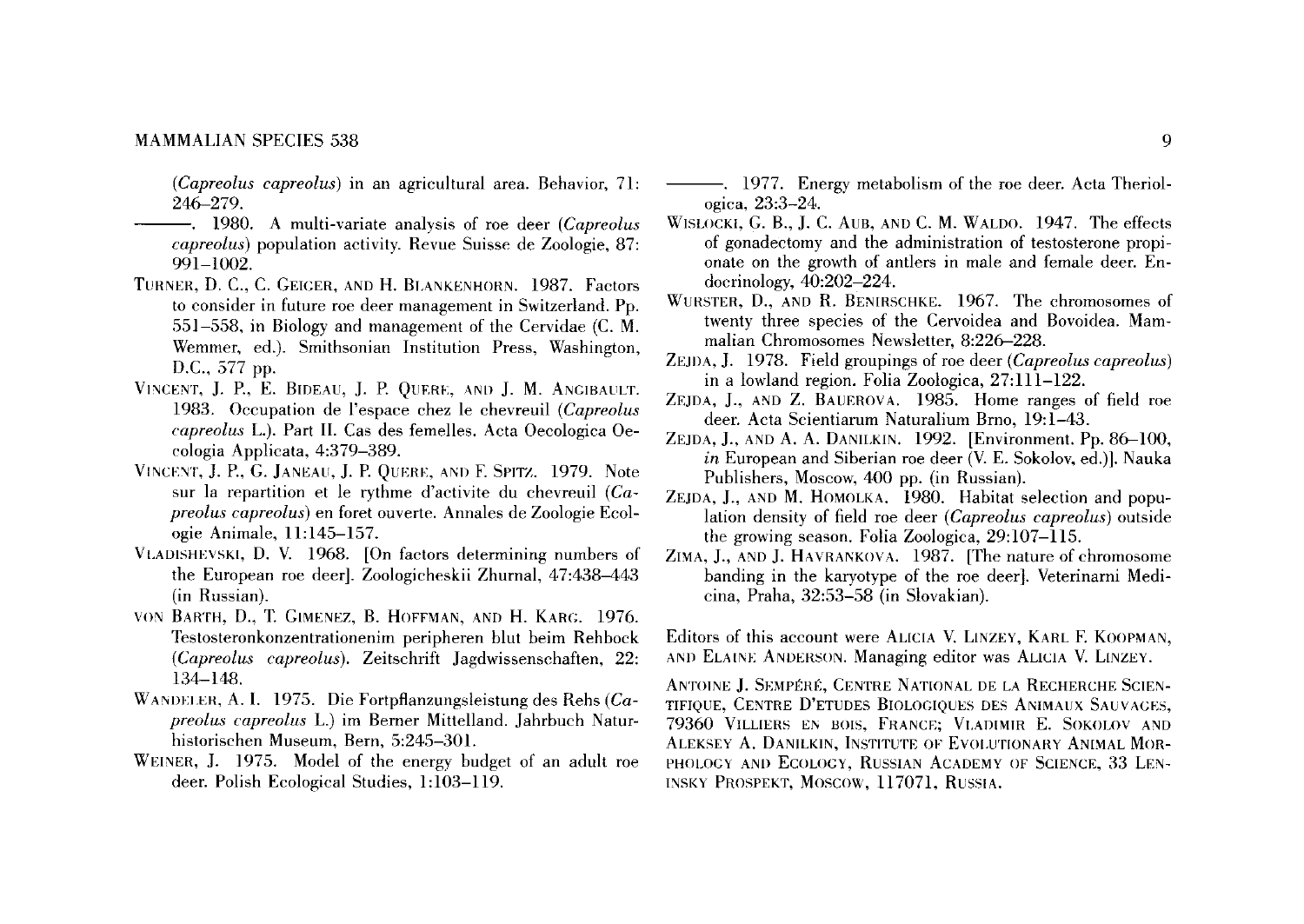(*Capreolus capreolus*) in an agricultural area. Behavior, 71: 246–279.

———. 1980. A multi-variate analysis of roe deer (*Capreolus capreolus*) population activity. Revue Suisse de Zoologie, 87: 991–1002.

TURNER, D. C., C. GEIGER, AND H. BLANKENHORN. 1987. Factors to consider in future roe deer management in Switzerland. Pp. 551–558, in Biology and management of the Cervidae (C. M. Wemmer, ed.). Smithsonian Institution Press, Washington, D.C., 577 pp.

VINCENT, J. P., E. BIDEAU, J. P. QUERE, AND J. M. ANGIBAULT. 1983. Occupation de l'espace chez le chevreuil (*Capreolus capreolus* L.). Part II. Cas des femelles. Acta Oecologica Oecologia Applicata, 4:379–389.

VINCENT, J. P., G. JANEAU, J. P. QUERE, AND F. SPITZ. 1979. Note sur la repartition et le rythme d'activite du chevreuil (*Capreolus capreolus*) en foret ouverte. Annales de Zoologie Ecologie Animale, 11:145–157.

VLADISHEVSKI, D. V. 1968. [On factors determining numbers of the European roe deer]. Zoologicheskii Zhurnal, 47:438–443 (in Russian).

VON BARTH, D., T. GIMENEZ, B. HOFFMAN, AND H. KARG. 1976. Testosteronkonzentrationenim peripheren blut beim Rehbock (*Capreolus capreolus*). Zeitschrift Jagdwissenschaften, 22: 134–148.

WANDELER, A. I. 1975. Die Fortpflanzungsleistung des Rehs (*Capreolus capreolus* L.) im Berner Mittelland. Jahrbuch Naturhistorischen Museum, Bern, 5:245–301.

WEINER, J. 1975. Model of the energy budget of an adult roe deer. Polish Ecological Studies, 1:103–119.

———. 1977. Energy metabolism of the roe deer. Acta Theriologica, 23:3–24.

WISLOCKI, G. B., J. C. AUB, AND C. M. WALDO. 1947. The effects of gonadectomy and the administration of testosterone propionate on the growth of antlers in male and female deer. Endocrinology, 40:202–224.

WURSTER, D., AND R. BENIRSCHKE. 1967. The chromosomes of twenty three species of the Cervoidea and Bovoidea. Mammalian Chromosomes Newsletter, 8:226–228.

ZEJDA, J. 1978. Field groupings of roe deer (*Capreolus capreolus*) in a lowland region. Folia Zoologica, 27:111–122.

ZEJDA, J., AND Z. BAUEROVA. 1985. Home ranges of field roe deer. Acta Scientiarum Naturalium Brno, 19:1–43.

ZEJDA, J., AND A. A. DANILKIN. 1992. [Environment. Pp. 86–100, *in* European and Siberian roe deer (V. E. Sokolov, ed.)]. Nauka Publishers, Moscow, 400 pp. (in Russian).

ZEJDA, J., AND M. HOMOLKA. 1980. Habitat selection and population density of field roe deer (*Capreolus capreolus*) outside the growing season. Folia Zoologica, 29:107–115.

ZIMA, J., AND J. HAVRANKOVA. 1987. [The nature of chromosome banding in the karyotype of the roe deer]. Veterinarni Medicina, Praha, 32:53–58 (in Slovakian).

Editors of this account were ALICIA V. LINZEY, KARL F. KOOPMAN, AND ELAINE ANDERSON. Managing editor was ALICIA V. LINZEY.

ANTOINE J. SEMPÉRÉ, CENTRE NATIONAL DE LA RECHERCHE SCIENTIFIQUE, CENTRE D'ETUDES BIOLOGIQUES DES ANIMAUX SAUVAGES, 79360 VILLIERS EN BOIS, FRANCE; VLADIMIR E. SOKOLOV AND ALEKSEY A. DANILKIN, INSTITUTE OF EVOLUTIONARY ANIMAL MORPHOLOGY AND ECOLOGY, RUSSIAN ACADEMY OF SCIENCE, 33 LENINSKY PROSPEKT, MOSCOW, 117071, RUSSIA.